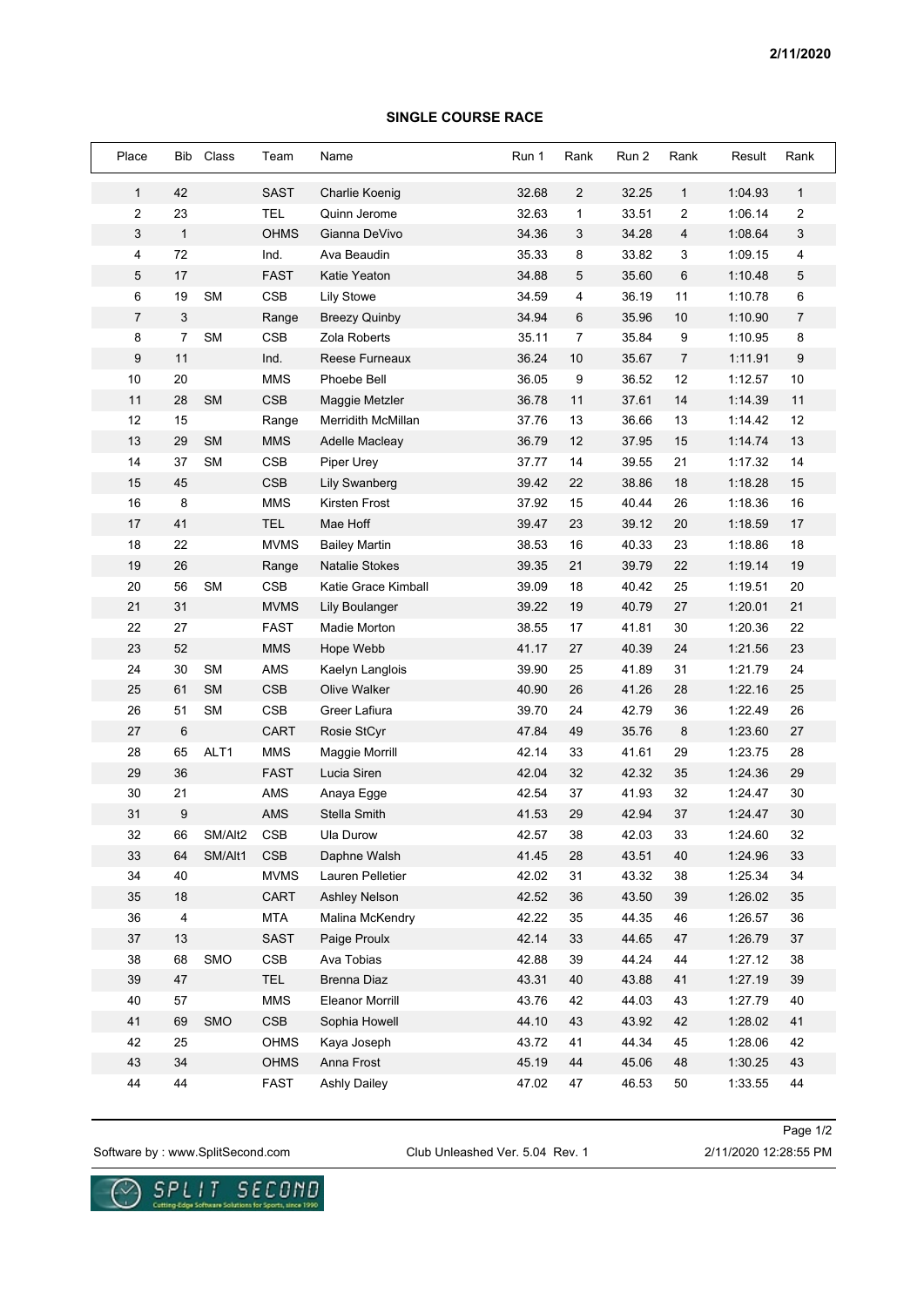## SINGLE COURSE RACE

2/11/2020

| Place | Bib | Class | Team | Name | Run 1 | Rank | Run 2 | Rank | Result | Rank |
|---|---|---|---|---|---|---|---|---|---|---|
| 1 | 42 | | SAST | Charlie Koenig | 32.68 | 2 | 32.25 | 1 | 1:04.93 | 1 |
| 2 | 23 | | TEL | Quinn Jerome | 32.63 | 1 | 33.51 | 2 | 1:06.14 | 2 |
| 3 | 1 | | OHMS | Gianna DeVivo | 34.36 | 3 | 34.28 | 4 | 1:08.64 | 3 |
| 4 | 72 | | Ind. | Ava Beaudin | 35.33 | 8 | 33.82 | 3 | 1:09.15 | 4 |
| 5 | 17 | | FAST | Katie Yeaton | 34.88 | 5 | 35.60 | 6 | 1:10.48 | 5 |
| 6 | 19 | SM | CSB | Lily Stowe | 34.59 | 4 | 36.19 | 11 | 1:10.78 | 6 |
| 7 | 3 | | Range | Breezy Quinby | 34.94 | 6 | 35.96 | 10 | 1:10.90 | 7 |
| 8 | 7 | SM | CSB | Zola Roberts | 35.11 | 7 | 35.84 | 9 | 1:10.95 | 8 |
| 9 | 11 | | Ind. | Reese Furneaux | 36.24 | 10 | 35.67 | 7 | 1:11.91 | 9 |
| 10 | 20 | | MMS | Phoebe Bell | 36.05 | 9 | 36.52 | 12 | 1:12.57 | 10 |
| 11 | 28 | SM | CSB | Maggie Metzler | 36.78 | 11 | 37.61 | 14 | 1:14.39 | 11 |
| 12 | 15 | | Range | Merridith McMillan | 37.76 | 13 | 36.66 | 13 | 1:14.42 | 12 |
| 13 | 29 | SM | MMS | Adelle Macleay | 36.79 | 12 | 37.95 | 15 | 1:14.74 | 13 |
| 14 | 37 | SM | CSB | Piper Urey | 37.77 | 14 | 39.55 | 21 | 1:17.32 | 14 |
| 15 | 45 | | CSB | Lily Swanberg | 39.42 | 22 | 38.86 | 18 | 1:18.28 | 15 |
| 16 | 8 | | MMS | Kirsten Frost | 37.92 | 15 | 40.44 | 26 | 1:18.36 | 16 |
| 17 | 41 | | TEL | Mae Hoff | 39.47 | 23 | 39.12 | 20 | 1:18.59 | 17 |
| 18 | 22 | | MVMS | Bailey Martin | 38.53 | 16 | 40.33 | 23 | 1:18.86 | 18 |
| 19 | 26 | | Range | Natalie Stokes | 39.35 | 21 | 39.79 | 22 | 1:19.14 | 19 |
| 20 | 56 | SM | CSB | Katie Grace Kimball | 39.09 | 18 | 40.42 | 25 | 1:19.51 | 20 |
| 21 | 31 | | MVMS | Lily Boulanger | 39.22 | 19 | 40.79 | 27 | 1:20.01 | 21 |
| 22 | 27 | | FAST | Madie Morton | 38.55 | 17 | 41.81 | 30 | 1:20.36 | 22 |
| 23 | 52 | | MMS | Hope Webb | 41.17 | 27 | 40.39 | 24 | 1:21.56 | 23 |
| 24 | 30 | SM | AMS | Kaelyn Langlois | 39.90 | 25 | 41.89 | 31 | 1:21.79 | 24 |
| 25 | 61 | SM | CSB | Olive Walker | 40.90 | 26 | 41.26 | 28 | 1:22.16 | 25 |
| 26 | 51 | SM | CSB | Greer Lafiura | 39.70 | 24 | 42.79 | 36 | 1:22.49 | 26 |
| 27 | 6 | | CART | Rosie StCyr | 47.84 | 49 | 35.76 | 8 | 1:23.60 | 27 |
| 28 | 65 | ALT1 | MMS | Maggie Morrill | 42.14 | 33 | 41.61 | 29 | 1:23.75 | 28 |
| 29 | 36 | | FAST | Lucia Siren | 42.04 | 32 | 42.32 | 35 | 1:24.36 | 29 |
| 30 | 21 | | AMS | Anaya Egge | 42.54 | 37 | 41.93 | 32 | 1:24.47 | 30 |
| 31 | 9 | | AMS | Stella Smith | 41.53 | 29 | 42.94 | 37 | 1:24.47 | 30 |
| 32 | 66 | SM/Alt2 | CSB | Ula Durow | 42.57 | 38 | 42.03 | 33 | 1:24.60 | 32 |
| 33 | 64 | SM/Alt1 | CSB | Daphne Walsh | 41.45 | 28 | 43.51 | 40 | 1:24.96 | 33 |
| 34 | 40 | | MVMS | Lauren Pelletier | 42.02 | 31 | 43.32 | 38 | 1:25.34 | 34 |
| 35 | 18 | | CART | Ashley Nelson | 42.52 | 36 | 43.50 | 39 | 1:26.02 | 35 |
| 36 | 4 | | MTA | Malina McKendry | 42.22 | 35 | 44.35 | 46 | 1:26.57 | 36 |
| 37 | 13 | | SAST | Paige Proulx | 42.14 | 33 | 44.65 | 47 | 1:26.79 | 37 |
| 38 | 68 | SMO | CSB | Ava Tobias | 42.88 | 39 | 44.24 | 44 | 1:27.12 | 38 |
| 39 | 47 | | TEL | Brenna Diaz | 43.31 | 40 | 43.88 | 41 | 1:27.19 | 39 |
| 40 | 57 | | MMS | Eleanor Morrill | 43.76 | 42 | 44.03 | 43 | 1:27.79 | 40 |
| 41 | 69 | SMO | CSB | Sophia Howell | 44.10 | 43 | 43.92 | 42 | 1:28.02 | 41 |
| 42 | 25 | | OHMS | Kaya Joseph | 43.72 | 41 | 44.34 | 45 | 1:28.06 | 42 |
| 43 | 34 | | OHMS | Anna Frost | 45.19 | 44 | 45.06 | 48 | 1:30.25 | 43 |
| 44 | 44 | | FAST | Ashly Dailey | 47.02 | 47 | 46.53 | 50 | 1:33.55 | 44 |

Software by : www.SplitSecond.com    Club Unleashed Ver. 5.04 Rev. 1    2/11/2020 12:28:55 PM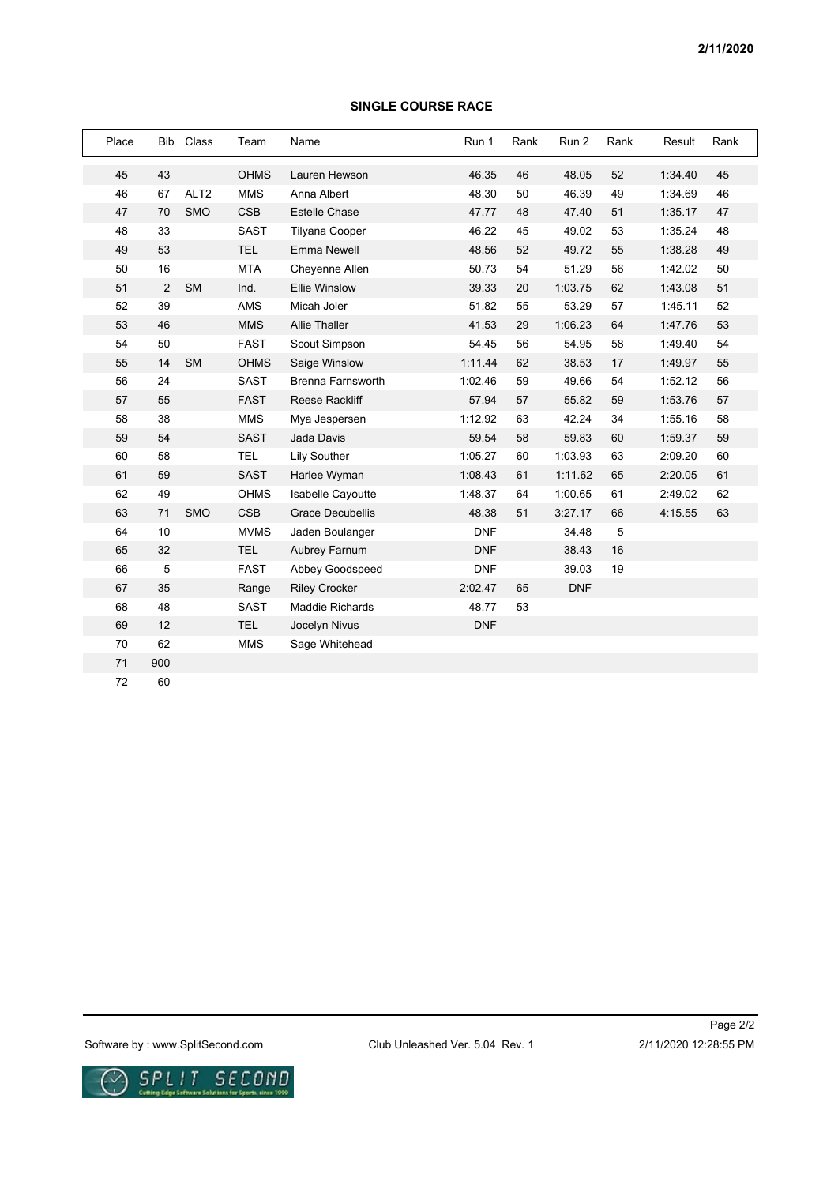## SINGLE COURSE RACE

| Place | Bib | Class | Team | Name | Run 1 | Rank | Run 2 | Rank | Result | Rank |
|---|---|---|---|---|---|---|---|---|---|---|
| 45 | 43 | | OHMS | Lauren Hewson | 46.35 | 46 | 48.05 | 52 | 1:34.40 | 45 |
| 46 | 67 | ALT2 | MMS | Anna Albert | 48.30 | 50 | 46.39 | 49 | 1:34.69 | 46 |
| 47 | 70 | SMO | CSB | Estelle Chase | 47.77 | 48 | 47.40 | 51 | 1:35.17 | 47 |
| 48 | 33 | | SAST | Tilyana Cooper | 46.22 | 45 | 49.02 | 53 | 1:35.24 | 48 |
| 49 | 53 | | TEL | Emma Newell | 48.56 | 52 | 49.72 | 55 | 1:38.28 | 49 |
| 50 | 16 | | MTA | Cheyenne Allen | 50.73 | 54 | 51.29 | 56 | 1:42.02 | 50 |
| 51 | 2 | SM | Ind. | Ellie Winslow | 39.33 | 20 | 1:03.75 | 62 | 1:43.08 | 51 |
| 52 | 39 | | AMS | Micah Joler | 51.82 | 55 | 53.29 | 57 | 1:45.11 | 52 |
| 53 | 46 | | MMS | Allie Thaller | 41.53 | 29 | 1:06.23 | 64 | 1:47.76 | 53 |
| 54 | 50 | | FAST | Scout Simpson | 54.45 | 56 | 54.95 | 58 | 1:49.40 | 54 |
| 55 | 14 | SM | OHMS | Saige Winslow | 1:11.44 | 62 | 38.53 | 17 | 1:49.97 | 55 |
| 56 | 24 | | SAST | Brenna Farnsworth | 1:02.46 | 59 | 49.66 | 54 | 1:52.12 | 56 |
| 57 | 55 | | FAST | Reese Rackliff | 57.94 | 57 | 55.82 | 59 | 1:53.76 | 57 |
| 58 | 38 | | MMS | Mya Jespersen | 1:12.92 | 63 | 42.24 | 34 | 1:55.16 | 58 |
| 59 | 54 | | SAST | Jada Davis | 59.54 | 58 | 59.83 | 60 | 1:59.37 | 59 |
| 60 | 58 | | TEL | Lily Souther | 1:05.27 | 60 | 1:03.93 | 63 | 2:09.20 | 60 |
| 61 | 59 | | SAST | Harlee Wyman | 1:08.43 | 61 | 1:11.62 | 65 | 2:20.05 | 61 |
| 62 | 49 | | OHMS | Isabelle Cayoutte | 1:48.37 | 64 | 1:00.65 | 61 | 2:49.02 | 62 |
| 63 | 71 | SMO | CSB | Grace Decubellis | 48.38 | 51 | 3:27.17 | 66 | 4:15.55 | 63 |
| 64 | 10 | | MVMS | Jaden Boulanger | DNF | | 34.48 | 5 | | |
| 65 | 32 | | TEL | Aubrey Farnum | DNF | | 38.43 | 16 | | |
| 66 | 5 | | FAST | Abbey Goodspeed | DNF | | 39.03 | 19 | | |
| 67 | 35 | | Range | Riley Crocker | 2:02.47 | 65 | DNF | | | |
| 68 | 48 | | SAST | Maddie Richards | 48.77 | 53 | | | | |
| 69 | 12 | | TEL | Jocelyn Nivus | DNF | | | | | |
| 70 | 62 | | MMS | Sage Whitehead | | | | | | |
| 71 | 900 | | | | | | | | | |
| 72 | 60 | | | | | | | | | |

Software by : www.SplitSecond.com Club Unleashed Ver. 5.04 Rev. 1 2/11/2020 12:28:55 PM